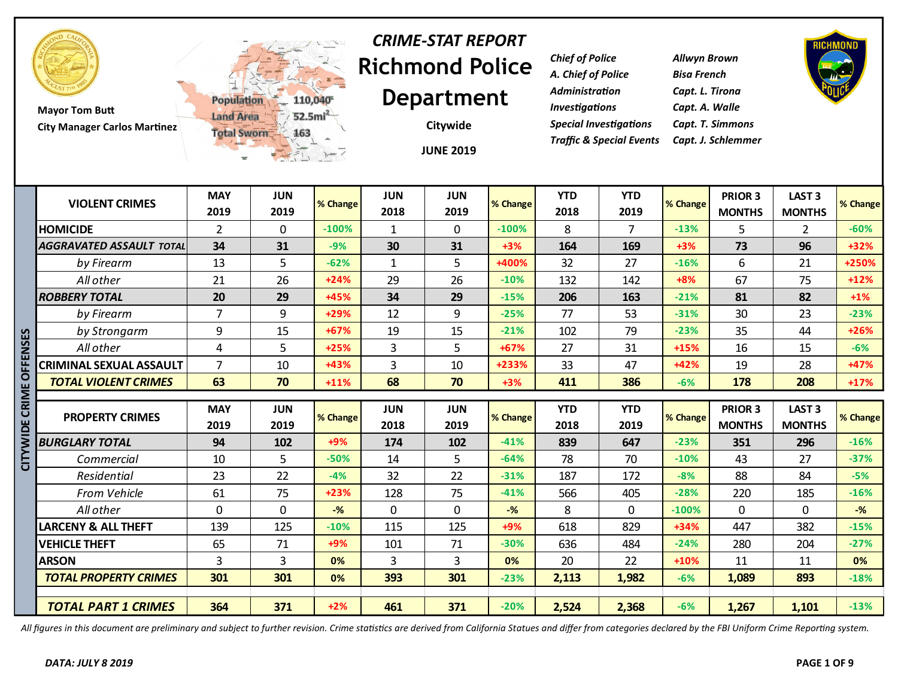Mayor Tom Butt
City Manager Carlos Martinez

Population 110,040
Land Area 52.5mi²
Total Sworn 163

# *CRIME-STAT REPORT*
# Richmond Police Department

**Citywide**

**JUNE 2019**

| | |
|---|---|
| *Chief of Police* | *Allwyn Brown* |
| *A. Chief of Police* | *Bisa French* |
| *Administration* | *Capt. L. Tirona* |
| *Investigations* | *Capt. A. Walle* |
| *Special Investigations* | *Capt. T. Simmons* |
| *Traffic & Special Events* | *Capt. J. Schlemmer* |

**CITYWIDE CRIME OFFENSES**

| VIOLENT CRIMES | MAY 2019 | JUN 2019 | % Change | JUN 2018 | JUN 2019 | % Change | YTD 2018 | YTD 2019 | % Change | PRIOR 3 MONTHS | LAST 3 MONTHS | % Change |
|---|---|---|---|---|---|---|---|---|---|---|---|---|
| HOMICIDE | 2 | 0 | -100% | 1 | 0 | -100% | 8 | 7 | -13% | 5 | 2 | -60% |
| ***AGGRAVATED ASSAULT TOTAL*** | **34** | **31** | -9% | **30** | **31** | +3% | **164** | **169** | +3% | **73** | **96** | +32% |
| *by Firearm* | 13 | 5 | -62% | 1 | 5 | +400% | 32 | 27 | -16% | 6 | 21 | +250% |
| *All other* | 21 | 26 | +24% | 29 | 26 | -10% | 132 | 142 | +8% | 67 | 75 | +12% |
| ***ROBBERY TOTAL*** | **20** | **29** | +45% | **34** | **29** | -15% | **206** | **163** | -21% | **81** | **82** | +1% |
| *by Firearm* | 7 | 9 | +29% | 12 | 9 | -25% | 77 | 53 | -31% | 30 | 23 | -23% |
| *by Strongarm* | 9 | 15 | +67% | 19 | 15 | -21% | 102 | 79 | -23% | 35 | 44 | +26% |
| *All other* | 4 | 5 | +25% | 3 | 5 | +67% | 27 | 31 | +15% | 16 | 15 | -6% |
| CRIMINAL SEXUAL ASSAULT | 7 | 10 | +43% | 3 | 10 | +233% | 33 | 47 | +42% | 19 | 28 | +47% |
| ***TOTAL VIOLENT CRIMES*** | **63** | **70** | +11% | **68** | **70** | +3% | **411** | **386** | -6% | **178** | **208** | +17% |

| PROPERTY CRIMES | MAY 2019 | JUN 2019 | % Change | JUN 2018 | JUN 2019 | % Change | YTD 2018 | YTD 2019 | % Change | PRIOR 3 MONTHS | LAST 3 MONTHS | % Change |
|---|---|---|---|---|---|---|---|---|---|---|---|---|
| ***BURGLARY TOTAL*** | **94** | **102** | +9% | **174** | **102** | -41% | **839** | **647** | -23% | **351** | **296** | -16% |
| *Commercial* | 10 | 5 | -50% | 14 | 5 | -64% | 78 | 70 | -10% | 43 | 27 | -37% |
| *Residential* | 23 | 22 | -4% | 32 | 22 | -31% | 187 | 172 | -8% | 88 | 84 | -5% |
| *From Vehicle* | 61 | 75 | +23% | 128 | 75 | -41% | 566 | 405 | -28% | 220 | 185 | -16% |
| *All other* | 0 | 0 | -% | 0 | 0 | -% | 8 | 0 | -100% | 0 | 0 | -% |
| LARCENY & ALL THEFT | 139 | 125 | -10% | 115 | 125 | +9% | 618 | 829 | +34% | 447 | 382 | -15% |
| VEHICLE THEFT | 65 | 71 | +9% | 101 | 71 | -30% | 636 | 484 | -24% | 280 | 204 | -27% |
| ARSON | 3 | 3 | 0% | 3 | 3 | 0% | 20 | 22 | +10% | 11 | 11 | 0% |
| ***TOTAL PROPERTY CRIMES*** | **301** | **301** | 0% | **393** | **301** | -23% | **2,113** | **1,982** | -6% | **1,089** | **893** | -18% |
| ***TOTAL PART 1 CRIMES*** | **364** | **371** | +2% | **461** | **371** | -20% | **2,524** | **2,368** | -6% | **1,267** | **1,101** | -13% |

*All figures in this document are preliminary and subject to further revision. Crime statistics are derived from California Statues and differ from categories declared by the FBI Uniform Crime Reporting system.*

***DATA: JULY 8 2019***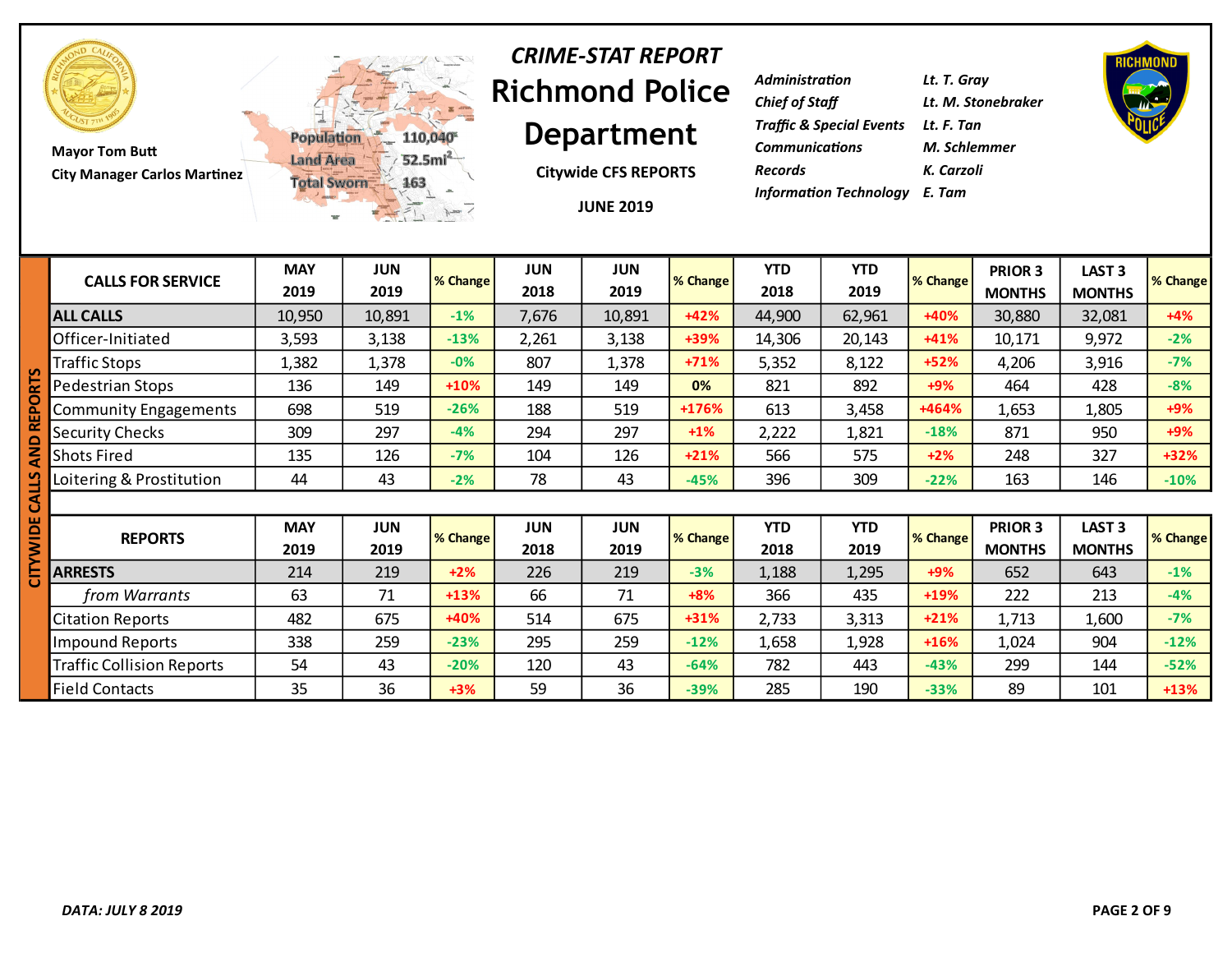Mayor Tom Butt

City Manager Carlos Martinez

Population 110,040

Land Area 52.5mi²

Total Sworn 163

*CRIME-STAT REPORT*

# Richmond Police Department

**Citywide CFS REPORTS**

**JUNE 2019**

| | |
|---|---|
| *Administration* | *Lt. T. Gray* |
| *Chief of Staff* | *Lt. M. Stonebraker* |
| *Traffic & Special Events* | *Lt. F. Tan* |
| *Communications* | *M. Schlemmer* |
| *Records* | *K. Carzoli* |
| *Information Technology* | *E. Tam* |

## CITYWIDE CALLS AND REPORTS

| CALLS FOR SERVICE | MAY 2019 | JUN 2019 | % Change | JUN 2018 | JUN 2019 | % Change | YTD 2018 | YTD 2019 | % Change | PRIOR 3 MONTHS | LAST 3 MONTHS | % Change |
|---|---|---|---|---|---|---|---|---|---|---|---|---|
| **ALL CALLS** | 10,950 | 10,891 | -1% | 7,676 | 10,891 | +42% | 44,900 | 62,961 | +40% | 30,880 | 32,081 | +4% |
| Officer-Initiated | 3,593 | 3,138 | -13% | 2,261 | 3,138 | +39% | 14,306 | 20,143 | +41% | 10,171 | 9,972 | -2% |
| Traffic Stops | 1,382 | 1,378 | -0% | 807 | 1,378 | +71% | 5,352 | 8,122 | +52% | 4,206 | 3,916 | -7% |
| Pedestrian Stops | 136 | 149 | +10% | 149 | 149 | 0% | 821 | 892 | +9% | 464 | 428 | -8% |
| Community Engagements | 698 | 519 | -26% | 188 | 519 | +176% | 613 | 3,458 | +464% | 1,653 | 1,805 | +9% |
| Security Checks | 309 | 297 | -4% | 294 | 297 | +1% | 2,222 | 1,821 | -18% | 871 | 950 | +9% |
| Shots Fired | 135 | 126 | -7% | 104 | 126 | +21% | 566 | 575 | +2% | 248 | 327 | +32% |
| Loitering & Prostitution | 44 | 43 | -2% | 78 | 43 | -45% | 396 | 309 | -22% | 163 | 146 | -10% |

| REPORTS | MAY 2019 | JUN 2019 | % Change | JUN 2018 | JUN 2019 | % Change | YTD 2018 | YTD 2019 | % Change | PRIOR 3 MONTHS | LAST 3 MONTHS | % Change |
|---|---|---|---|---|---|---|---|---|---|---|---|---|
| **ARRESTS** | 214 | 219 | +2% | 226 | 219 | -3% | 1,188 | 1,295 | +9% | 652 | 643 | -1% |
| *from Warrants* | 63 | 71 | +13% | 66 | 71 | +8% | 366 | 435 | +19% | 222 | 213 | -4% |
| Citation Reports | 482 | 675 | +40% | 514 | 675 | +31% | 2,733 | 3,313 | +21% | 1,713 | 1,600 | -7% |
| Impound Reports | 338 | 259 | -23% | 295 | 259 | -12% | 1,658 | 1,928 | +16% | 1,024 | 904 | -12% |
| Traffic Collision Reports | 54 | 43 | -20% | 120 | 43 | -64% | 782 | 443 | -43% | 299 | 144 | -52% |
| Field Contacts | 35 | 36 | +3% | 59 | 36 | -39% | 285 | 190 | -33% | 89 | 101 | +13% |

*DATA: JULY 8 2019*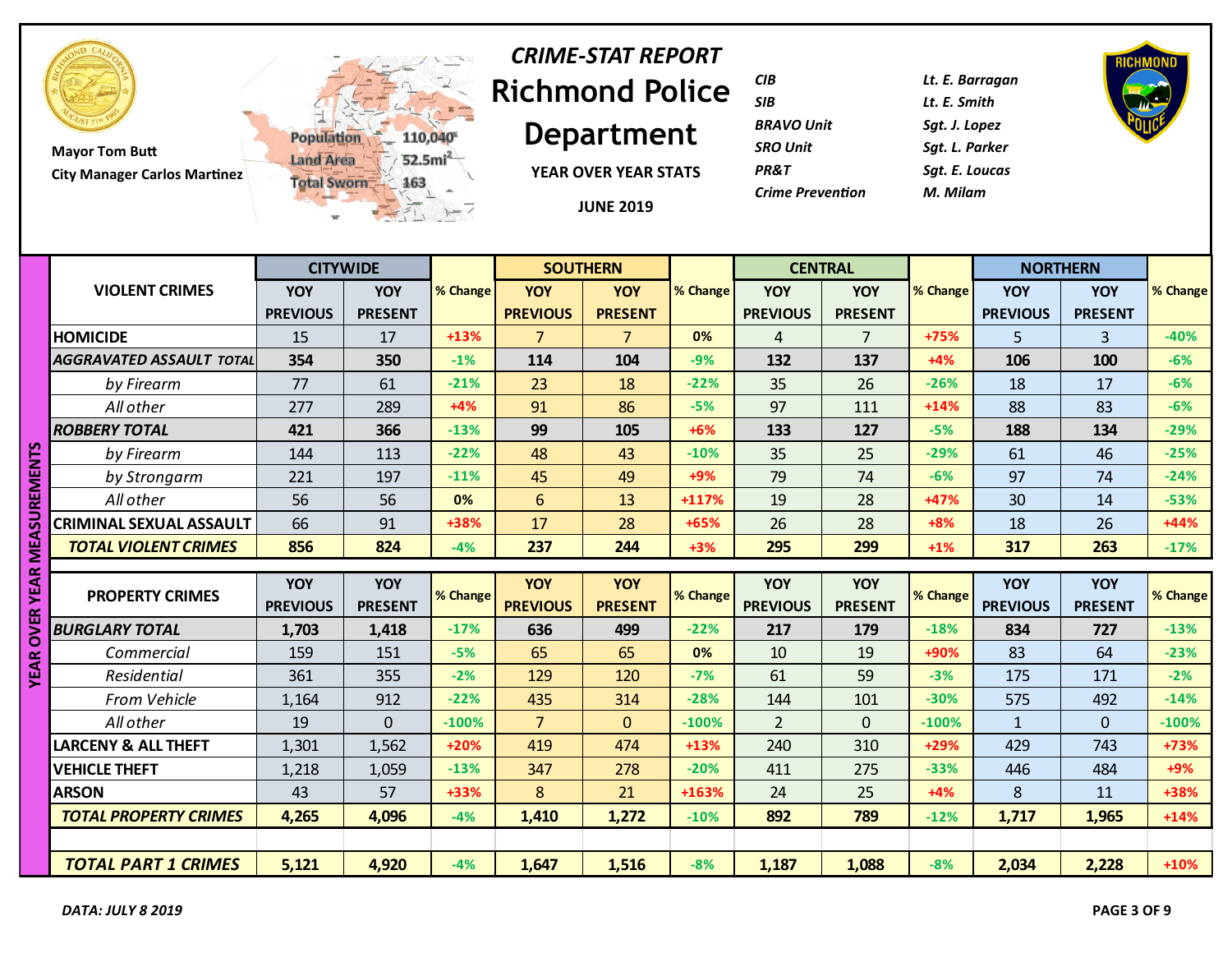# CRIME-STAT REPORT

## Richmond Police Department

YEAR OVER YEAR STATS

JUNE 2019

Mayor Tom Butt

City Manager Carlos Martinez

Population 110,040

Land Area $52.5mi^2$

Total Sworn 163

| | |
|---|---|
| *CIB* | *Lt. E. Barragan* |
| *SIB* | *Lt. E. Smith* |
| *BRAVO Unit* | *Sgt. J. Lopez* |
| *SRO Unit* | *Sgt. L. Parker* |
| *PR&T* | *Sgt. E. Loucas* |
| *Crime Prevention* | *M. Milam* |

**YEAR OVER YEAR MEASUREMENTS**

| VIOLENT CRIMES | CITYWIDE | | % Change | SOUTHERN | | % Change | CENTRAL | | % Change | NORTHERN | | % Change |
|---|---|---|---|---|---|---|---|---|---|---|---|---|
| | YOY PREVIOUS | YOY PRESENT | | YOY PREVIOUS | YOY PRESENT | | YOY PREVIOUS | YOY PRESENT | | YOY PREVIOUS | YOY PRESENT | |
| **HOMICIDE** | 15 | 17 | +13% | 7 | 7 | 0% | 4 | 7 | +75% | 5 | 3 | -40% |
| ***AGGRAVATED ASSAULT TOTAL*** | **354** | **350** | -1% | **114** | **104** | -9% | **132** | **137** | +4% | **106** | **100** | -6% |
| *by Firearm* | 77 | 61 | -21% | 23 | 18 | -22% | 35 | 26 | -26% | 18 | 17 | -6% |
| *All other* | 277 | 289 | +4% | 91 | 86 | -5% | 97 | 111 | +14% | 88 | 83 | -6% |
| ***ROBBERY TOTAL*** | **421** | **366** | -13% | **99** | **105** | +6% | **133** | **127** | -5% | **188** | **134** | -29% |
| *by Firearm* | 144 | 113 | -22% | 48 | 43 | -10% | 35 | 25 | -29% | 61 | 46 | -25% |
| *by Strongarm* | 221 | 197 | -11% | 45 | 49 | +9% | 79 | 74 | -6% | 97 | 74 | -24% |
| *All other* | 56 | 56 | 0% | 6 | 13 | +117% | 19 | 28 | +47% | 30 | 14 | -53% |
| **CRIMINAL SEXUAL ASSAULT** | 66 | 91 | +38% | 17 | 28 | +65% | 26 | 28 | +8% | 18 | 26 | +44% |
| ***TOTAL VIOLENT CRIMES*** | **856** | **824** | -4% | **237** | **244** | +3% | **295** | **299** | +1% | **317** | **263** | -17% |
| **PROPERTY CRIMES** | **YOY PREVIOUS** | **YOY PRESENT** | **% Change** | **YOY PREVIOUS** | **YOY PRESENT** | **% Change** | **YOY PREVIOUS** | **YOY PRESENT** | **% Change** | **YOY PREVIOUS** | **YOY PRESENT** | **% Change** |
| ***BURGLARY TOTAL*** | **1,703** | **1,418** | -17% | **636** | **499** | -22% | **217** | **179** | -18% | **834** | **727** | -13% |
| *Commercial* | 159 | 151 | -5% | 65 | 65 | 0% | 10 | 19 | +90% | 83 | 64 | -23% |
| *Residential* | 361 | 355 | -2% | 129 | 120 | -7% | 61 | 59 | -3% | 175 | 171 | -2% |
| *From Vehicle* | 1,164 | 912 | -22% | 435 | 314 | -28% | 144 | 101 | -30% | 575 | 492 | -14% |
| *All other* | 19 | 0 | -100% | 7 | 0 | -100% | 2 | 0 | -100% | 1 | 0 | -100% |
| **LARCENY & ALL THEFT** | 1,301 | 1,562 | +20% | 419 | 474 | +13% | 240 | 310 | +29% | 429 | 743 | +73% |
| **VEHICLE THEFT** | 1,218 | 1,059 | -13% | 347 | 278 | -20% | 411 | 275 | -33% | 446 | 484 | +9% |
| **ARSON** | 43 | 57 | +33% | 8 | 21 | +163% | 24 | 25 | +4% | 8 | 11 | +38% |
| ***TOTAL PROPERTY CRIMES*** | **4,265** | **4,096** | -4% | **1,410** | **1,272** | -10% | **892** | **789** | -12% | **1,717** | **1,965** | +14% |
| ***TOTAL PART 1 CRIMES*** | **5,121** | **4,920** | -4% | **1,647** | **1,516** | -8% | **1,187** | **1,088** | -8% | **2,034** | **2,228** | +10% |

***DATA: JULY 8 2019***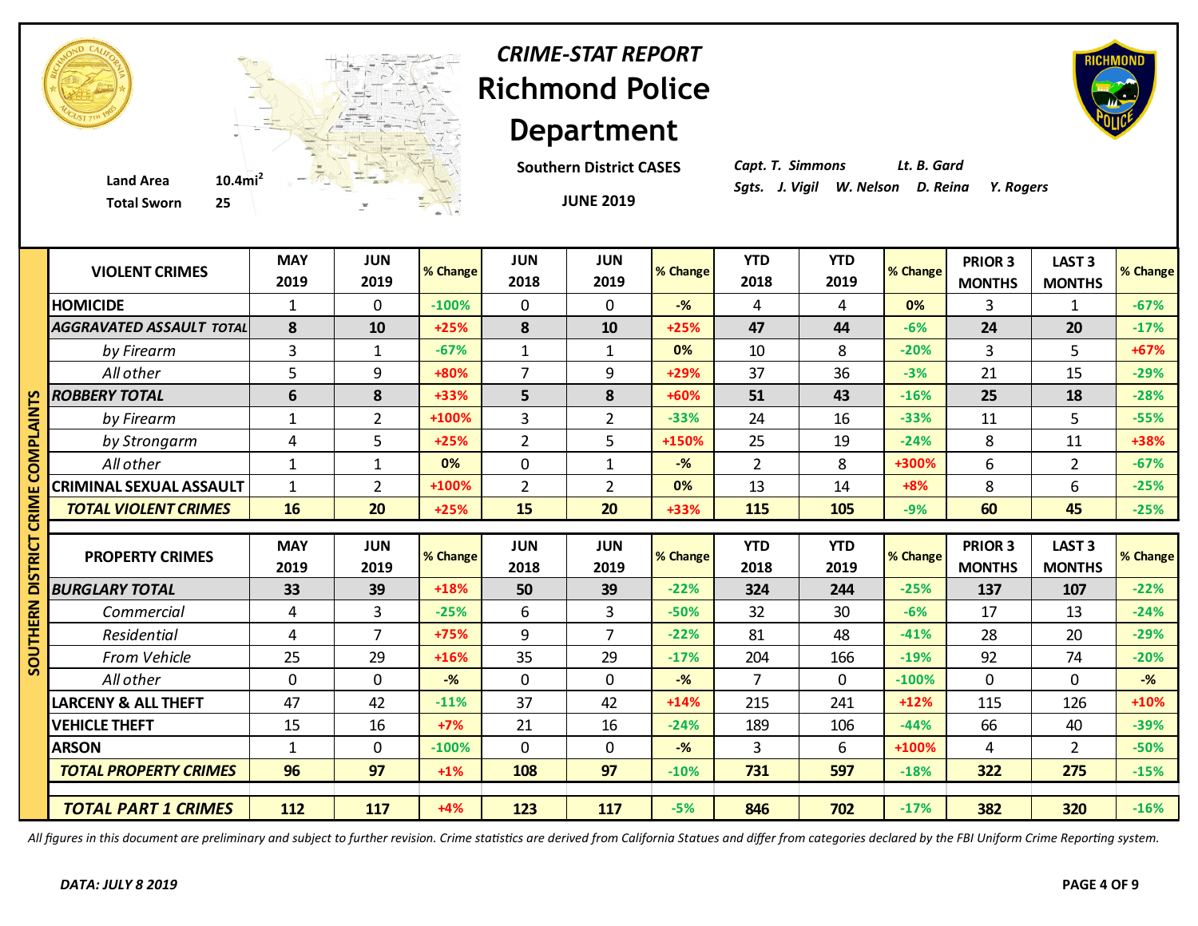# CRIME-STAT REPORT

## Richmond Police Department

**Southern District CASES**

**JUNE 2019**

Land Area 10.4mi$^2$
Total Sworn 25

*Capt. T. Simmons* *Lt. B. Gard*
*Sgts. J. Vigil W. Nelson D. Reina Y. Rogers*

**SOUTHERN DISTRICT CRIME COMPLAINTS**

| VIOLENT CRIMES | MAY 2019 | JUN 2019 | % Change | JUN 2018 | JUN 2019 | % Change | YTD 2018 | YTD 2019 | % Change | PRIOR 3 MONTHS | LAST 3 MONTHS | % Change |
|---|---|---|---|---|---|---|---|---|---|---|---|---|
| HOMICIDE | 1 | 0 | -100% | 0 | 0 | -% | 4 | 4 | 0% | 3 | 1 | -67% |
| *AGGRAVATED ASSAULT TOTAL* | 8 | 10 | +25% | 8 | 10 | +25% | 47 | 44 | -6% | 24 | 20 | -17% |
| *by Firearm* | 3 | 1 | -67% | 1 | 1 | 0% | 10 | 8 | -20% | 3 | 5 | +67% |
| *All other* | 5 | 9 | +80% | 7 | 9 | +29% | 37 | 36 | -3% | 21 | 15 | -29% |
| *ROBBERY TOTAL* | 6 | 8 | +33% | 5 | 8 | +60% | 51 | 43 | -16% | 25 | 18 | -28% |
| *by Firearm* | 1 | 2 | +100% | 3 | 2 | -33% | 24 | 16 | -33% | 11 | 5 | -55% |
| *by Strongarm* | 4 | 5 | +25% | 2 | 5 | +150% | 25 | 19 | -24% | 8 | 11 | +38% |
| *All other* | 1 | 1 | 0% | 0 | 1 | -% | 2 | 8 | +300% | 6 | 2 | -67% |
| CRIMINAL SEXUAL ASSAULT | 1 | 2 | +100% | 2 | 2 | 0% | 13 | 14 | +8% | 8 | 6 | -25% |
| ***TOTAL VIOLENT CRIMES*** | 16 | 20 | +25% | 15 | 20 | +33% | 115 | 105 | -9% | 60 | 45 | -25% |

| PROPERTY CRIMES | MAY 2019 | JUN 2019 | % Change | JUN 2018 | JUN 2019 | % Change | YTD 2018 | YTD 2019 | % Change | PRIOR 3 MONTHS | LAST 3 MONTHS | % Change |
|---|---|---|---|---|---|---|---|---|---|---|---|---|
| *BURGLARY TOTAL* | 33 | 39 | +18% | 50 | 39 | -22% | 324 | 244 | -25% | 137 | 107 | -22% |
| *Commercial* | 4 | 3 | -25% | 6 | 3 | -50% | 32 | 30 | -6% | 17 | 13 | -24% |
| *Residential* | 4 | 7 | +75% | 9 | 7 | -22% | 81 | 48 | -41% | 28 | 20 | -29% |
| *From Vehicle* | 25 | 29 | +16% | 35 | 29 | -17% | 204 | 166 | -19% | 92 | 74 | -20% |
| *All other* | 0 | 0 | -% | 0 | 0 | -% | 7 | 0 | -100% | 0 | 0 | -% |
| LARCENY & ALL THEFT | 47 | 42 | -11% | 37 | 42 | +14% | 215 | 241 | +12% | 115 | 126 | +10% |
| VEHICLE THEFT | 15 | 16 | +7% | 21 | 16 | -24% | 189 | 106 | -44% | 66 | 40 | -39% |
| ARSON | 1 | 0 | -100% | 0 | 0 | -% | 3 | 6 | +100% | 4 | 2 | -50% |
| ***TOTAL PROPERTY CRIMES*** | 96 | 97 | +1% | 108 | 97 | -10% | 731 | 597 | -18% | 322 | 275 | -15% |
| ***TOTAL PART 1 CRIMES*** | 112 | 117 | +4% | 123 | 117 | -5% | 846 | 702 | -17% | 382 | 320 | -16% |

*All figures in this document are preliminary and subject to further revision. Crime statistics are derived from California Statues and differ from categories declared by the FBI Uniform Crime Reporting system.*

***DATA: JULY 8 2019***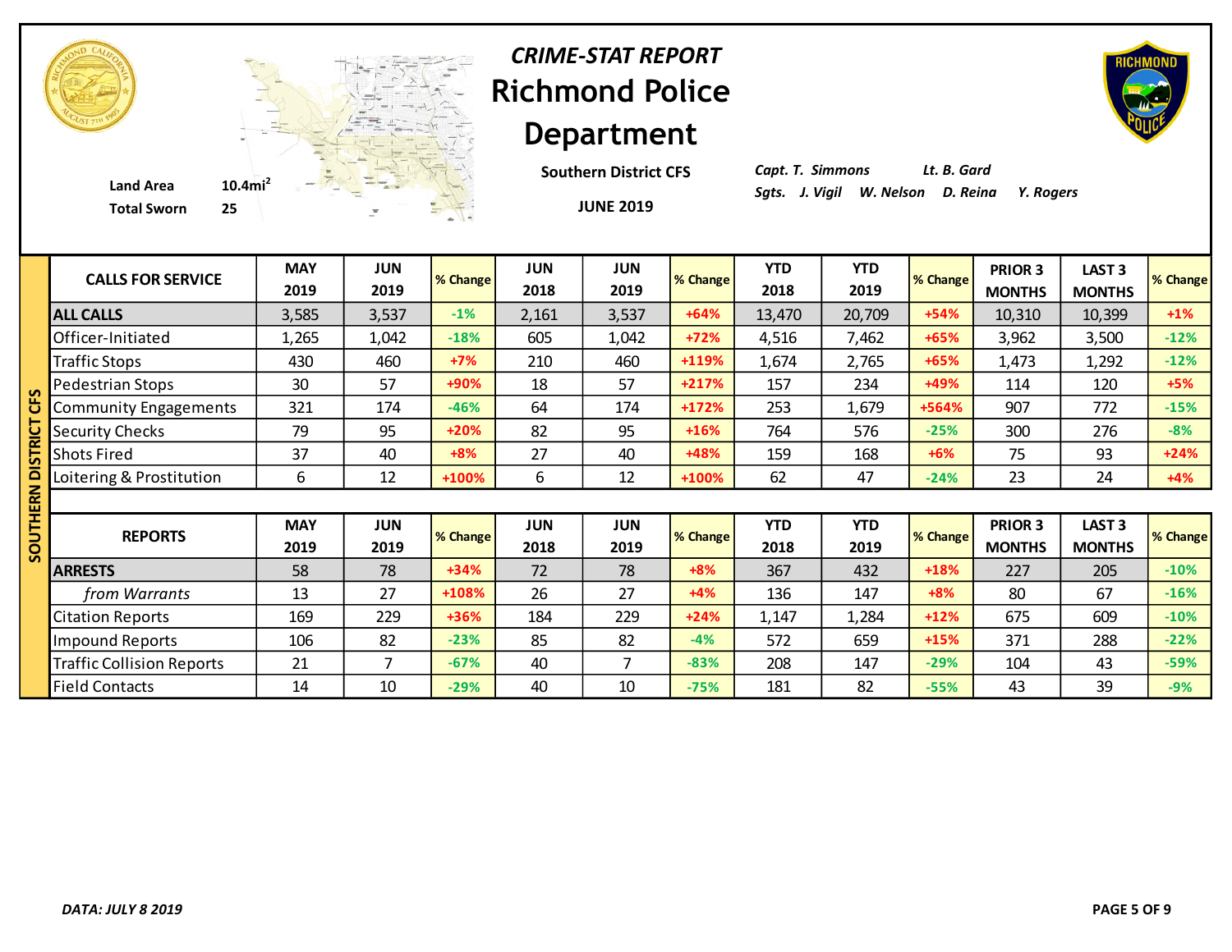# *CRIME-STAT REPORT*

# Richmond Police Department

**Southern District CFS**

**JUNE 2019**

**Land Area** 10.4mi$^2$

**Total Sworn** 25

*Capt. T. Simmons* *Lt. B. Gard*

*Sgts. J. Vigil W. Nelson D. Reina Y. Rogers*

**SOUTHERN DISTRICT CFS**

| CALLS FOR SERVICE | MAY 2019 | JUN 2019 | % Change | JUN 2018 | JUN 2019 | % Change | YTD 2018 | YTD 2019 | % Change | PRIOR 3 MONTHS | LAST 3 MONTHS | % Change |
|---|---|---|---|---|---|---|---|---|---|---|---|---|
| **ALL CALLS** | 3,585 | 3,537 | -1% | 2,161 | 3,537 | +64% | 13,470 | 20,709 | +54% | 10,310 | 10,399 | +1% |
| Officer-Initiated | 1,265 | 1,042 | -18% | 605 | 1,042 | +72% | 4,516 | 7,462 | +65% | 3,962 | 3,500 | -12% |
| Traffic Stops | 430 | 460 | +7% | 210 | 460 | +119% | 1,674 | 2,765 | +65% | 1,473 | 1,292 | -12% |
| Pedestrian Stops | 30 | 57 | +90% | 18 | 57 | +217% | 157 | 234 | +49% | 114 | 120 | +5% |
| Community Engagements | 321 | 174 | -46% | 64 | 174 | +172% | 253 | 1,679 | +564% | 907 | 772 | -15% |
| Security Checks | 79 | 95 | +20% | 82 | 95 | +16% | 764 | 576 | -25% | 300 | 276 | -8% |
| Shots Fired | 37 | 40 | +8% | 27 | 40 | +48% | 159 | 168 | +6% | 75 | 93 | +24% |
| Loitering & Prostitution | 6 | 12 | +100% | 6 | 12 | +100% | 62 | 47 | -24% | 23 | 24 | +4% |

| REPORTS | MAY 2019 | JUN 2019 | % Change | JUN 2018 | JUN 2019 | % Change | YTD 2018 | YTD 2019 | % Change | PRIOR 3 MONTHS | LAST 3 MONTHS | % Change |
|---|---|---|---|---|---|---|---|---|---|---|---|---|
| **ARRESTS** | 58 | 78 | +34% | 72 | 78 | +8% | 367 | 432 | +18% | 227 | 205 | -10% |
| *from Warrants* | 13 | 27 | +108% | 26 | 27 | +4% | 136 | 147 | +8% | 80 | 67 | -16% |
| Citation Reports | 169 | 229 | +36% | 184 | 229 | +24% | 1,147 | 1,284 | +12% | 675 | 609 | -10% |
| Impound Reports | 106 | 82 | -23% | 85 | 82 | -4% | 572 | 659 | +15% | 371 | 288 | -22% |
| Traffic Collision Reports | 21 | 7 | -67% | 40 | 7 | -83% | 208 | 147 | -29% | 104 | 43 | -59% |
| Field Contacts | 14 | 10 | -29% | 40 | 10 | -75% | 181 | 82 | -55% | 43 | 39 | -9% |

*DATA: JULY 8 2019*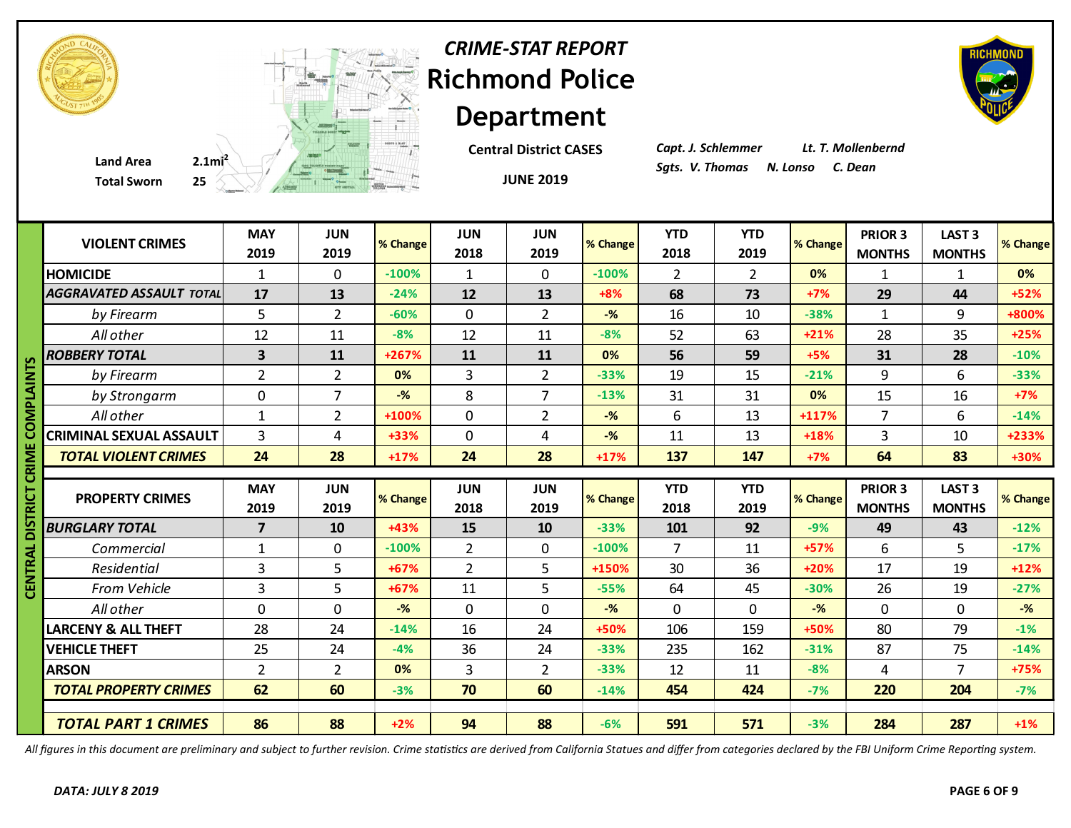*CRIME-STAT REPORT*

# Richmond Police Department

**Central District CASES**

**JUNE 2019**

**Land Area** 2.1mi$^2$
**Total Sworn** 25

*Capt. J. Schlemmer* *Lt. T. Mollenbernd*
*Sgts. V. Thomas* *N. Lonso* *C. Dean*

## CENTRAL DISTRICT CRIME COMPLAINTS

| VIOLENT CRIMES | MAY 2019 | JUN 2019 | % Change | JUN 2018 | JUN 2019 | % Change | YTD 2018 | YTD 2019 | % Change | PRIOR 3 MONTHS | LAST 3 MONTHS | % Change |
|---|---|---|---|---|---|---|---|---|---|---|---|---|
| **HOMICIDE** | 1 | 0 | -100% | 1 | 0 | -100% | 2 | 2 | 0% | 1 | 1 | 0% |
| ***AGGRAVATED ASSAULT TOTAL*** | **17** | **13** | -24% | **12** | **13** | +8% | **68** | **73** | +7% | **29** | **44** | +52% |
| *by Firearm* | 5 | 2 | -60% | 0 | 2 | -% | 16 | 10 | -38% | 1 | 9 | +800% |
| *All other* | 12 | 11 | -8% | 12 | 11 | -8% | 52 | 63 | +21% | 28 | 35 | +25% |
| ***ROBBERY TOTAL*** | **3** | **11** | +267% | **11** | **11** | 0% | **56** | **59** | +5% | **31** | **28** | -10% |
| *by Firearm* | 2 | 2 | 0% | 3 | 2 | -33% | 19 | 15 | -21% | 9 | 6 | -33% |
| *by Strongarm* | 0 | 7 | -% | 8 | 7 | -13% | 31 | 31 | 0% | 15 | 16 | +7% |
| *All other* | 1 | 2 | +100% | 0 | 2 | -% | 6 | 13 | +117% | 7 | 6 | -14% |
| **CRIMINAL SEXUAL ASSAULT** | 3 | 4 | +33% | 0 | 4 | -% | 11 | 13 | +18% | 3 | 10 | +233% |
| ***TOTAL VIOLENT CRIMES*** | **24** | **28** | +17% | **24** | **28** | +17% | **137** | **147** | +7% | **64** | **83** | +30% |

| PROPERTY CRIMES | MAY 2019 | JUN 2019 | % Change | JUN 2018 | JUN 2019 | % Change | YTD 2018 | YTD 2019 | % Change | PRIOR 3 MONTHS | LAST 3 MONTHS | % Change |
|---|---|---|---|---|---|---|---|---|---|---|---|---|
| ***BURGLARY TOTAL*** | **7** | **10** | +43% | **15** | **10** | -33% | **101** | **92** | -9% | **49** | **43** | -12% |
| *Commercial* | 1 | 0 | -100% | 2 | 0 | -100% | 7 | 11 | +57% | 6 | 5 | -17% |
| *Residential* | 3 | 5 | +67% | 2 | 5 | +150% | 30 | 36 | +20% | 17 | 19 | +12% |
| *From Vehicle* | 3 | 5 | +67% | 11 | 5 | -55% | 64 | 45 | -30% | 26 | 19 | -27% |
| *All other* | 0 | 0 | -% | 0 | 0 | -% | 0 | 0 | -% | 0 | 0 | -% |
| **LARCENY & ALL THEFT** | 28 | 24 | -14% | 16 | 24 | +50% | 106 | 159 | +50% | 80 | 79 | -1% |
| **VEHICLE THEFT** | 25 | 24 | -4% | 36 | 24 | -33% | 235 | 162 | -31% | 87 | 75 | -14% |
| **ARSON** | 2 | 2 | 0% | 3 | 2 | -33% | 12 | 11 | -8% | 4 | 7 | +75% |
| ***TOTAL PROPERTY CRIMES*** | **62** | **60** | -3% | **70** | **60** | -14% | **454** | **424** | -7% | **220** | **204** | -7% |
| ***TOTAL PART 1 CRIMES*** | **86** | **88** | +2% | **94** | **88** | -6% | **591** | **571** | -3% | **284** | **287** | +1% |

*All figures in this document are preliminary and subject to further revision. Crime statistics are derived from California Statues and differ from categories declared by the FBI Uniform Crime Reporting system.*

***DATA: JULY 8 2019***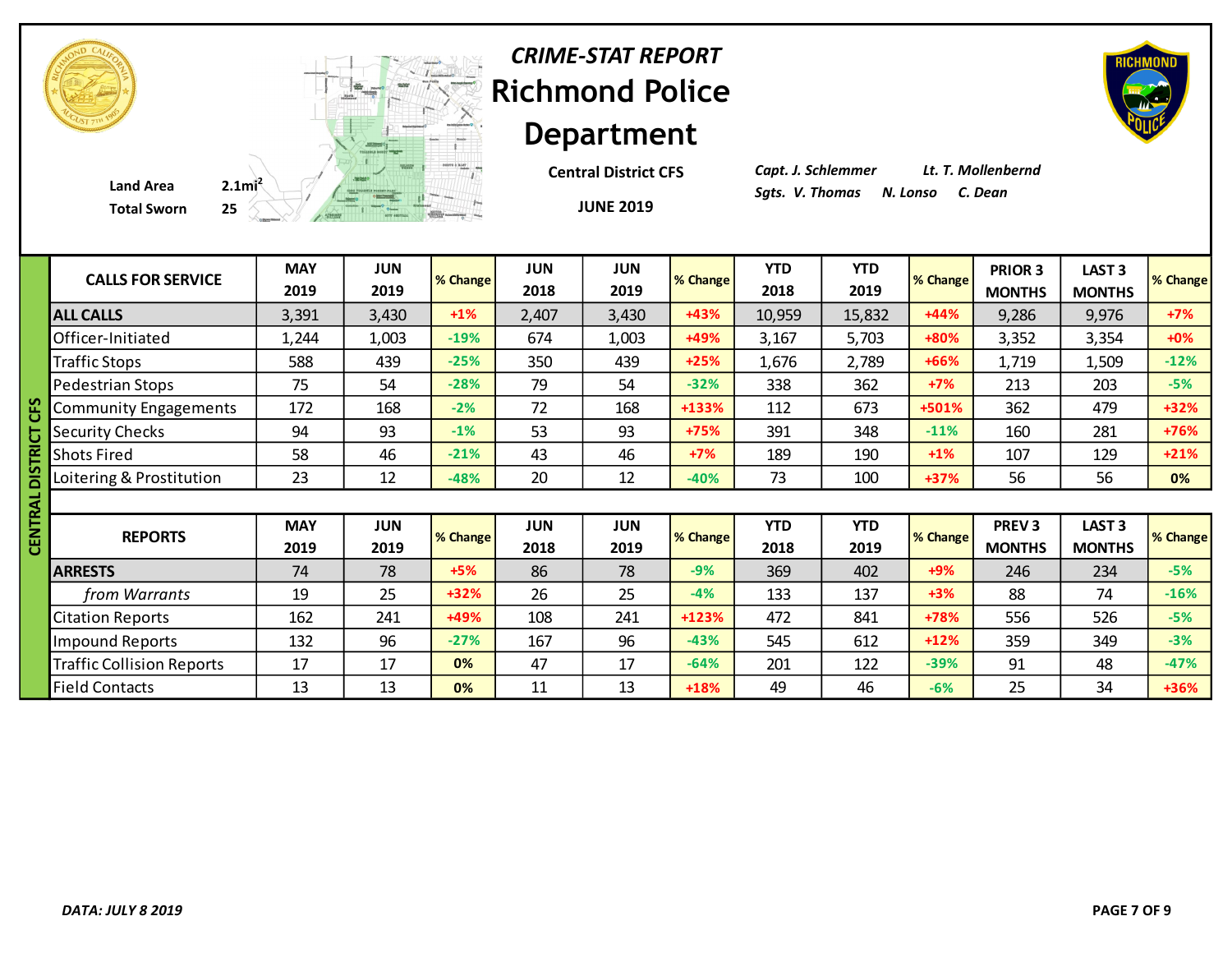# *CRIME-STAT REPORT*

# Richmond Police Department

**Land Area** 2.1mi²

**Total Sworn** 25

**Central District CFS**

**JUNE 2019**

*Capt. J. Schlemmer* *Lt. T. Mollenbernd*

*Sgts. V. Thomas* *N. Lonso* *C. Dean*

## CENTRAL DISTRICT CFS

| CALLS FOR SERVICE | MAY 2019 | JUN 2019 | % Change | JUN 2018 | JUN 2019 | % Change | YTD 2018 | YTD 2019 | % Change | PRIOR 3 MONTHS | LAST 3 MONTHS | % Change |
|---|---|---|---|---|---|---|---|---|---|---|---|---|
| **ALL CALLS** | 3,391 | 3,430 | +1% | 2,407 | 3,430 | +43% | 10,959 | 15,832 | +44% | 9,286 | 9,976 | +7% |
| Officer-Initiated | 1,244 | 1,003 | -19% | 674 | 1,003 | +49% | 3,167 | 5,703 | +80% | 3,352 | 3,354 | +0% |
| Traffic Stops | 588 | 439 | -25% | 350 | 439 | +25% | 1,676 | 2,789 | +66% | 1,719 | 1,509 | -12% |
| Pedestrian Stops | 75 | 54 | -28% | 79 | 54 | -32% | 338 | 362 | +7% | 213 | 203 | -5% |
| Community Engagements | 172 | 168 | -2% | 72 | 168 | +133% | 112 | 673 | +501% | 362 | 479 | +32% |
| Security Checks | 94 | 93 | -1% | 53 | 93 | +75% | 391 | 348 | -11% | 160 | 281 | +76% |
| Shots Fired | 58 | 46 | -21% | 43 | 46 | +7% | 189 | 190 | +1% | 107 | 129 | +21% |
| Loitering & Prostitution | 23 | 12 | -48% | 20 | 12 | -40% | 73 | 100 | +37% | 56 | 56 | 0% |

| REPORTS | MAY 2019 | JUN 2019 | % Change | JUN 2018 | JUN 2019 | % Change | YTD 2018 | YTD 2019 | % Change | PREV 3 MONTHS | LAST 3 MONTHS | % Change |
|---|---|---|---|---|---|---|---|---|---|---|---|---|
| **ARRESTS** | 74 | 78 | +5% | 86 | 78 | -9% | 369 | 402 | +9% | 246 | 234 | -5% |
| *from Warrants* | 19 | 25 | +32% | 26 | 25 | -4% | 133 | 137 | +3% | 88 | 74 | -16% |
| Citation Reports | 162 | 241 | +49% | 108 | 241 | +123% | 472 | 841 | +78% | 556 | 526 | -5% |
| Impound Reports | 132 | 96 | -27% | 167 | 96 | -43% | 545 | 612 | +12% | 359 | 349 | -3% |
| Traffic Collision Reports | 17 | 17 | 0% | 47 | 17 | -64% | 201 | 122 | -39% | 91 | 48 | -47% |
| Field Contacts | 13 | 13 | 0% | 11 | 13 | +18% | 49 | 46 | -6% | 25 | 34 | +36% |

*DATA: JULY 8 2019*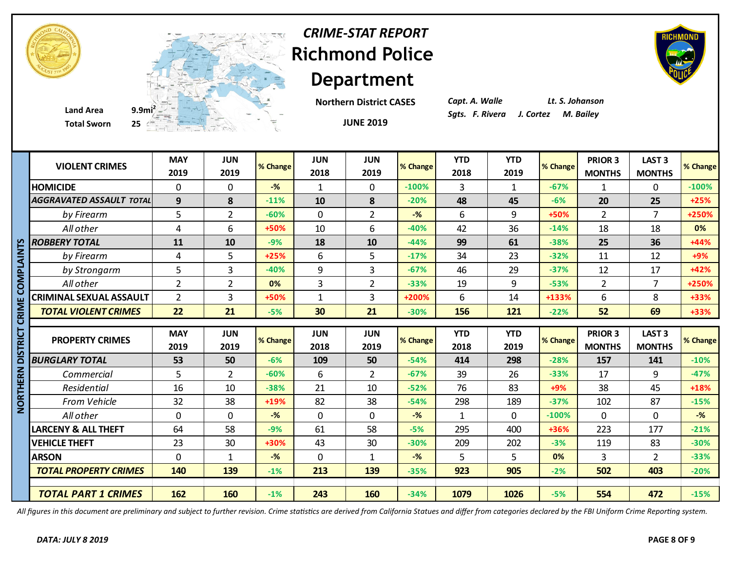# CRIME-STAT REPORT

# Richmond Police Department

Land Area 9.9mi²

Total Sworn 25

**Northern District CASES**

**JUNE 2019**

*Capt. A. Walle* *Lt. S. Johanson*

*Sgts. F. Rivera J. Cortez M. Bailey*

**NORTHERN DISTRICT CRIME COMPLAINTS**

| VIOLENT CRIMES | MAY 2019 | JUN 2019 | % Change | JUN 2018 | JUN 2019 | % Change | YTD 2018 | YTD 2019 | % Change | PRIOR 3 MONTHS | LAST 3 MONTHS | % Change |
|---|---|---|---|---|---|---|---|---|---|---|---|---|
| HOMICIDE | 0 | 0 | -% | 1 | 0 | -100% | 3 | 1 | -67% | 1 | 0 | -100% |
| *AGGRAVATED ASSAULT TOTAL* | 9 | 8 | -11% | 10 | 8 | -20% | 48 | 45 | -6% | 20 | 25 | +25% |
| *by Firearm* | 5 | 2 | -60% | 0 | 2 | -% | 6 | 9 | +50% | 2 | 7 | +250% |
| *All other* | 4 | 6 | +50% | 10 | 6 | -40% | 42 | 36 | -14% | 18 | 18 | 0% |
| *ROBBERY TOTAL* | 11 | 10 | -9% | 18 | 10 | -44% | 99 | 61 | -38% | 25 | 36 | +44% |
| *by Firearm* | 4 | 5 | +25% | 6 | 5 | -17% | 34 | 23 | -32% | 11 | 12 | +9% |
| *by Strongarm* | 5 | 3 | -40% | 9 | 3 | -67% | 46 | 29 | -37% | 12 | 17 | +42% |
| *All other* | 2 | 2 | 0% | 3 | 2 | -33% | 19 | 9 | -53% | 2 | 7 | +250% |
| CRIMINAL SEXUAL ASSAULT | 2 | 3 | +50% | 1 | 3 | +200% | 6 | 14 | +133% | 6 | 8 | +33% |
| ***TOTAL VIOLENT CRIMES*** | 22 | 21 | -5% | 30 | 21 | -30% | 156 | 121 | -22% | 52 | 69 | +33% |

| PROPERTY CRIMES | MAY 2019 | JUN 2019 | % Change | JUN 2018 | JUN 2019 | % Change | YTD 2018 | YTD 2019 | % Change | PRIOR 3 MONTHS | LAST 3 MONTHS | % Change |
|---|---|---|---|---|---|---|---|---|---|---|---|---|
| *BURGLARY TOTAL* | 53 | 50 | -6% | 109 | 50 | -54% | 414 | 298 | -28% | 157 | 141 | -10% |
| *Commercial* | 5 | 2 | -60% | 6 | 2 | -67% | 39 | 26 | -33% | 17 | 9 | -47% |
| *Residential* | 16 | 10 | -38% | 21 | 10 | -52% | 76 | 83 | +9% | 38 | 45 | +18% |
| *From Vehicle* | 32 | 38 | +19% | 82 | 38 | -54% | 298 | 189 | -37% | 102 | 87 | -15% |
| *All other* | 0 | 0 | -% | 0 | 0 | -% | 1 | 0 | -100% | 0 | 0 | -% |
| LARCENY & ALL THEFT | 64 | 58 | -9% | 61 | 58 | -5% | 295 | 400 | +36% | 223 | 177 | -21% |
| VEHICLE THEFT | 23 | 30 | +30% | 43 | 30 | -30% | 209 | 202 | -3% | 119 | 83 | -30% |
| ARSON | 0 | 1 | -% | 0 | 1 | -% | 5 | 5 | 0% | 3 | 2 | -33% |
| ***TOTAL PROPERTY CRIMES*** | 140 | 139 | -1% | 213 | 139 | -35% | 923 | 905 | -2% | 502 | 403 | -20% |
| ***TOTAL PART 1 CRIMES*** | 162 | 160 | -1% | 243 | 160 | -34% | 1079 | 1026 | -5% | 554 | 472 | -15% |

*All figures in this document are preliminary and subject to further revision. Crime statistics are derived from California Statues and differ from categories declared by the FBI Uniform Crime Reporting system.*

***DATA: JULY 8 2019***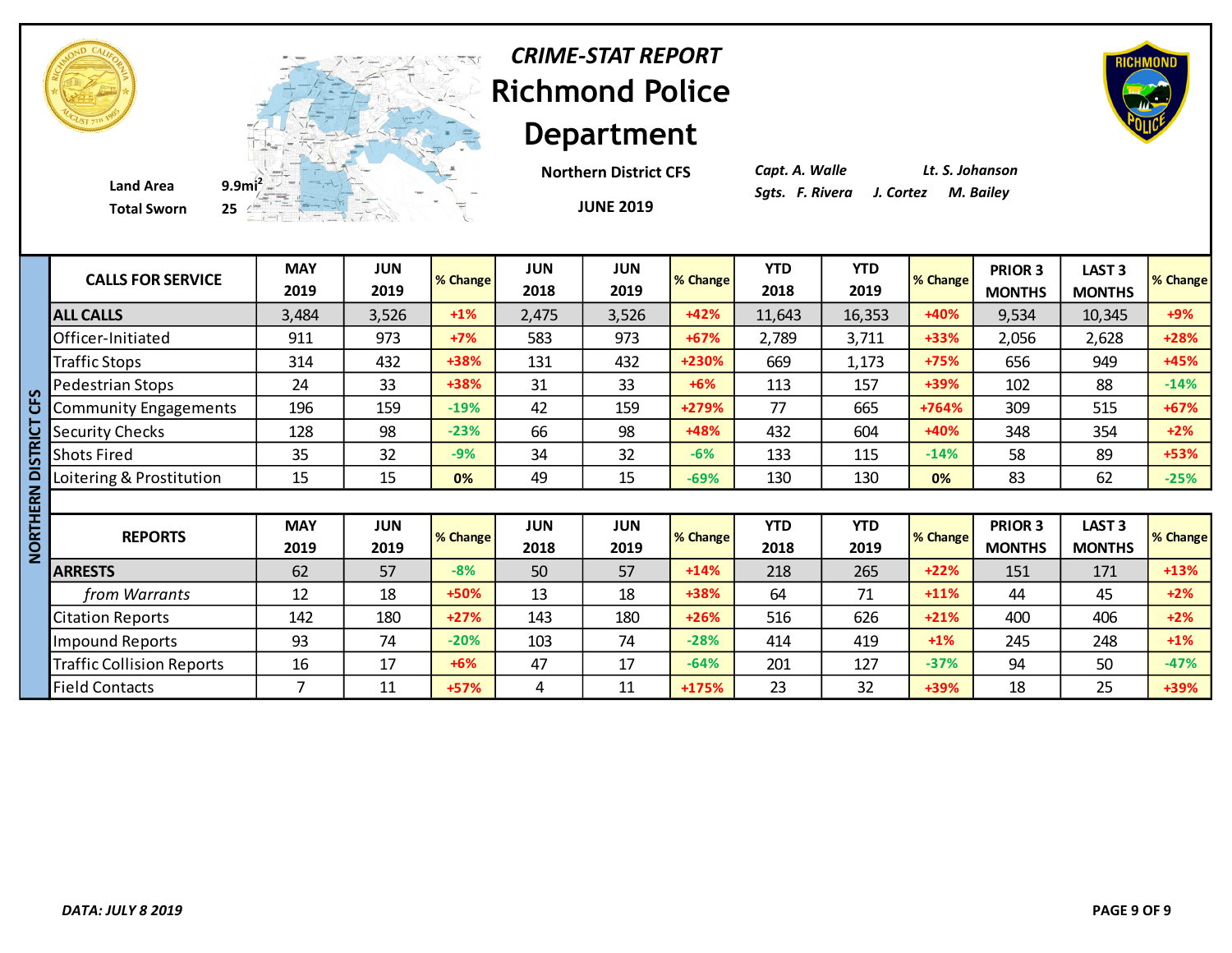# *CRIME-STAT REPORT*

# Richmond Police Department

Land Area 9.9mi$^2$

Total Sworn 25

**Northern District CFS**

**JUNE 2019**

*Capt. A. Walle* *Lt. S. Johanson*

*Sgts. F. Rivera J. Cortez M. Bailey*

**NORTHERN DISTRICT CFS**

| CALLS FOR SERVICE | MAY 2019 | JUN 2019 | % Change | JUN 2018 | JUN 2019 | % Change | YTD 2018 | YTD 2019 | % Change | PRIOR 3 MONTHS | LAST 3 MONTHS | % Change |
|---|---|---|---|---|---|---|---|---|---|---|---|---|
| **ALL CALLS** | 3,484 | 3,526 | +1% | 2,475 | 3,526 | +42% | 11,643 | 16,353 | +40% | 9,534 | 10,345 | +9% |
| Officer-Initiated | 911 | 973 | +7% | 583 | 973 | +67% | 2,789 | 3,711 | +33% | 2,056 | 2,628 | +28% |
| Traffic Stops | 314 | 432 | +38% | 131 | 432 | +230% | 669 | 1,173 | +75% | 656 | 949 | +45% |
| Pedestrian Stops | 24 | 33 | +38% | 31 | 33 | +6% | 113 | 157 | +39% | 102 | 88 | -14% |
| Community Engagements | 196 | 159 | -19% | 42 | 159 | +279% | 77 | 665 | +764% | 309 | 515 | +67% |
| Security Checks | 128 | 98 | -23% | 66 | 98 | +48% | 432 | 604 | +40% | 348 | 354 | +2% |
| Shots Fired | 35 | 32 | -9% | 34 | 32 | -6% | 133 | 115 | -14% | 58 | 89 | +53% |
| Loitering & Prostitution | 15 | 15 | 0% | 49 | 15 | -69% | 130 | 130 | 0% | 83 | 62 | -25% |

| REPORTS | MAY 2019 | JUN 2019 | % Change | JUN 2018 | JUN 2019 | % Change | YTD 2018 | YTD 2019 | % Change | PRIOR 3 MONTHS | LAST 3 MONTHS | % Change |
|---|---|---|---|---|---|---|---|---|---|---|---|---|
| **ARRESTS** | 62 | 57 | -8% | 50 | 57 | +14% | 218 | 265 | +22% | 151 | 171 | +13% |
| *from Warrants* | 12 | 18 | +50% | 13 | 18 | +38% | 64 | 71 | +11% | 44 | 45 | +2% |
| Citation Reports | 142 | 180 | +27% | 143 | 180 | +26% | 516 | 626 | +21% | 400 | 406 | +2% |
| Impound Reports | 93 | 74 | -20% | 103 | 74 | -28% | 414 | 419 | +1% | 245 | 248 | +1% |
| Traffic Collision Reports | 16 | 17 | +6% | 47 | 17 | -64% | 201 | 127 | -37% | 94 | 50 | -47% |
| Field Contacts | 7 | 11 | +57% | 4 | 11 | +175% | 23 | 32 | +39% | 18 | 25 | +39% |

*DATA: JULY 8 2019*